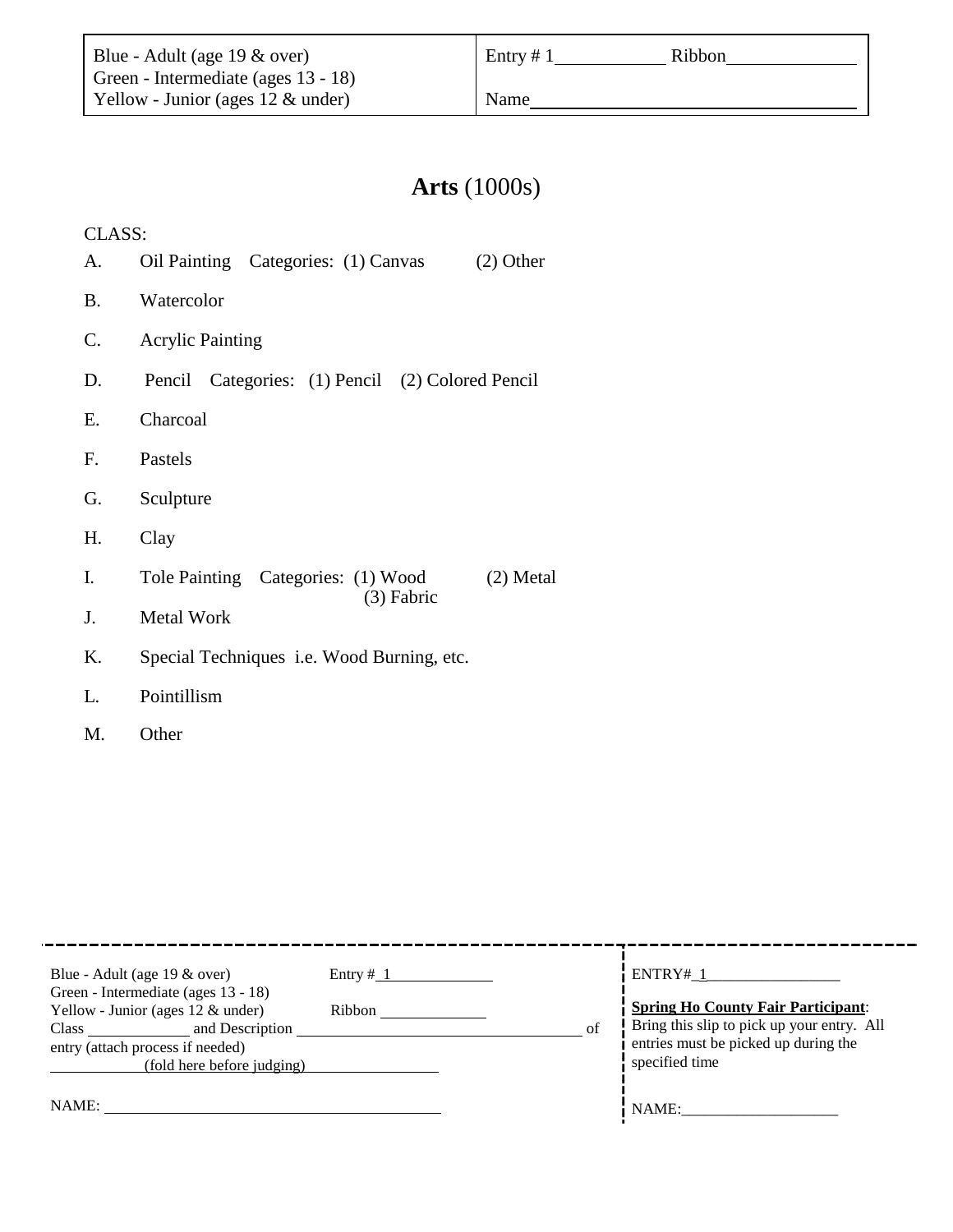| Blue - Adult (age 19 & over)<br>Green - Intermediate (ages 13 - 18)<br>Yellow - Junior (ages 12 & under) | Entry # 1\_\_\_\_\_\_\_\_\_\_ Ribbon\_\_\_\_\_\_\_\_\_\_\_\_<br><br>Name\_\_\_\_\_\_\_\_\_\_\_\_\_\_\_\_\_\_\_\_\_\_\_\_\_\_\_\_\_\_ |
|---|---|

# **Arts** (1000s)

CLASS:

A. Oil Painting Categories: (1) Canvas (2) Other

B. Watercolor

C. Acrylic Painting

D. Pencil Categories: (1) Pencil (2) Colored Pencil

E. Charcoal

F. Pastels

G. Sculpture

H. Clay

I. Tole Painting Categories: (1) Wood (2) Metal (3) Fabric

J. Metal Work

K. Special Techniques i.e. Wood Burning, etc.

L. Pointillism

M. Other

---

Blue - Adult (age 19 & over) Entry # 1\_\_\_\_\_\_\_\_\_\_\_\_
Green - Intermediate (ages 13 - 18)
Yellow - Junior (ages 12 & under) Ribbon \_\_\_\_\_\_\_\_\_\_\_\_
Class \_\_\_\_\_\_\_\_\_\_\_\_ and Description \_\_\_\_\_\_\_\_\_\_\_\_\_\_\_\_\_\_\_\_\_\_\_\_\_\_\_\_\_\_ of entry (attach process if needed)
\_\_\_\_\_\_\_\_\_\_\_\_(fold here before judging)\_\_\_\_\_\_\_\_\_\_\_\_

NAME: \_\_\_\_\_\_\_\_\_\_\_\_\_\_\_\_\_\_\_\_\_\_\_\_\_\_\_\_\_\_\_\_\_\_\_\_\_\_

ENTRY# 1\_\_\_\_\_\_\_\_\_\_\_\_\_\_\_\_\_

**Spring Ho County Fair Participant**: Bring this slip to pick up your entry. All entries must be picked up during the specified time

NAME:\_\_\_\_\_\_\_\_\_\_\_\_\_\_\_\_\_\_\_\_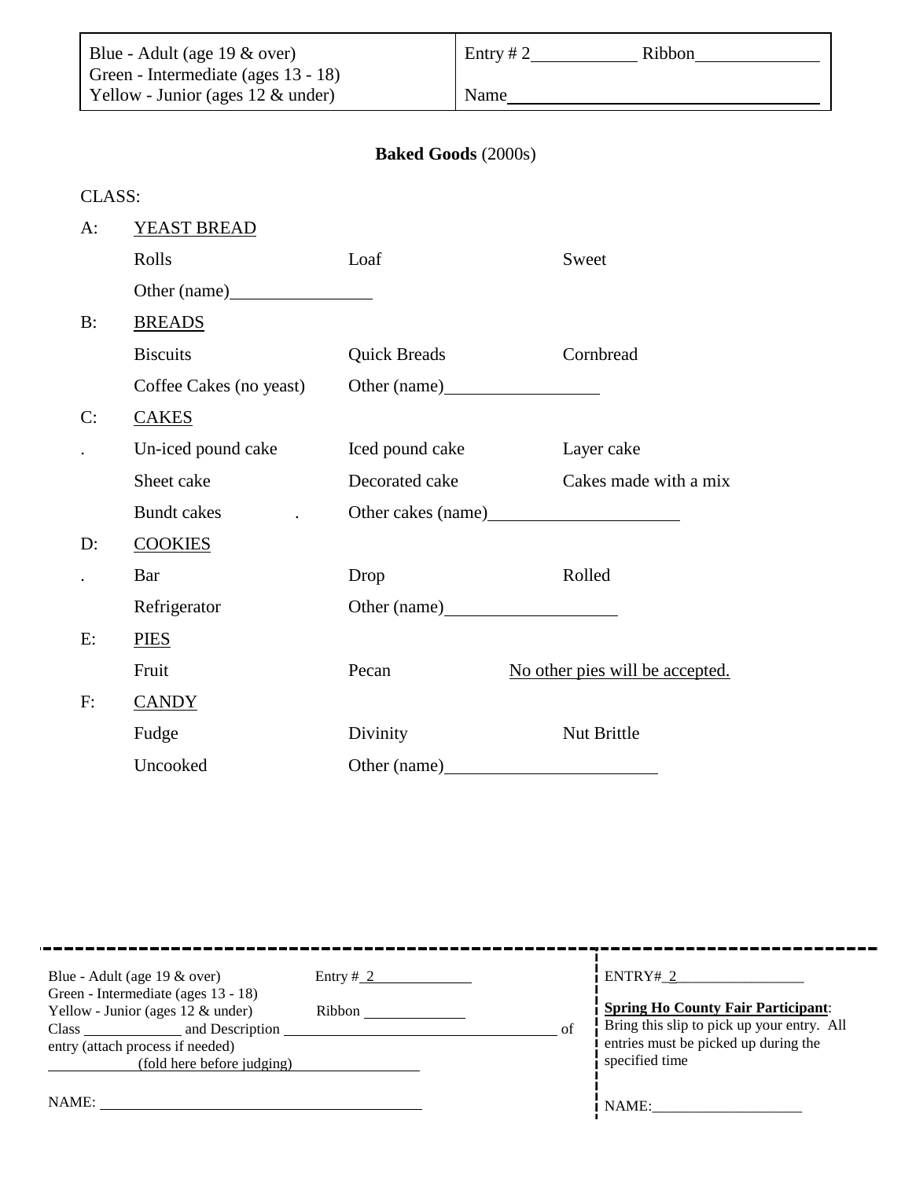| Blue - Adult (age 19 & over)<br>Green - Intermediate (ages 13 - 18)<br>Yellow - Junior (ages 12 & under) | Entry # 2\_\_\_\_\_\_\_\_\_\_ Ribbon\_\_\_\_\_\_\_\_\_\_\_\_<br><br>Name\_\_\_\_\_\_\_\_\_\_\_\_\_\_\_\_\_\_\_\_\_\_\_\_\_\_\_\_\_\_\_\_ |
|---|---|

**Baked Goods** (2000s)

CLASS:

A: <u>YEAST BREAD</u>

| Rolls | Loaf | Sweet |
|---|---|---|
| Other (name)\_\_\_\_\_\_\_\_\_\_\_\_\_\_\_ | | |

B: <u>BREADS</u>

| Biscuits | Quick Breads | Cornbread |
|---|---|---|
| Coffee Cakes (no yeast) | Other (name)\_\_\_\_\_\_\_\_\_\_\_\_\_\_\_\_ | |

C: <u>CAKES</u>

| Un-iced pound cake | Iced pound cake | Layer cake |
|---|---|---|
| Sheet cake | Decorated cake | Cakes made with a mix |
| Bundt cakes | Other cakes (name)\_\_\_\_\_\_\_\_\_\_\_\_\_\_\_\_\_\_\_\_ | |

D: <u>COOKIES</u>

| Bar | Drop | Rolled |
|---|---|---|
| Refrigerator | Other (name)\_\_\_\_\_\_\_\_\_\_\_\_\_\_\_\_\_\_ | |

E: <u>PIES</u>

| Fruit | Pecan | <u>No other pies will be accepted.</u> |
|---|---|---|

F: <u>CANDY</u>

| Fudge | Divinity | Nut Brittle |
|---|---|---|
| Uncooked | Other (name)\_\_\_\_\_\_\_\_\_\_\_\_\_\_\_\_\_\_\_\_\_\_ | |

---

Blue - Adult (age 19 & over) Entry #\_2\_\_\_\_\_\_\_\_\_\_\_\_
Green - Intermediate (ages 13 - 18)
Yellow - Junior (ages 12 & under) Ribbon \_\_\_\_\_\_\_\_\_\_\_\_
Class \_\_\_\_\_\_\_\_\_\_\_\_ and Description \_\_\_\_\_\_\_\_\_\_\_\_\_\_\_\_\_\_\_\_\_\_\_\_\_\_\_\_\_\_\_\_\_\_\_\_ of entry (attach process if needed)
(fold here before judging)

NAME: \_\_\_\_\_\_\_\_\_\_\_\_\_\_\_\_\_\_\_\_\_\_\_\_\_\_\_\_\_\_\_\_\_\_\_\_\_\_\_\_

ENTRY#\_2\_\_\_\_\_\_\_\_\_\_\_\_\_\_\_\_

<u>**Spring Ho County Fair Participant**</u>: Bring this slip to pick up your entry. All entries must be picked up during the specified time

NAME:\_\_\_\_\_\_\_\_\_\_\_\_\_\_\_\_\_\_\_\_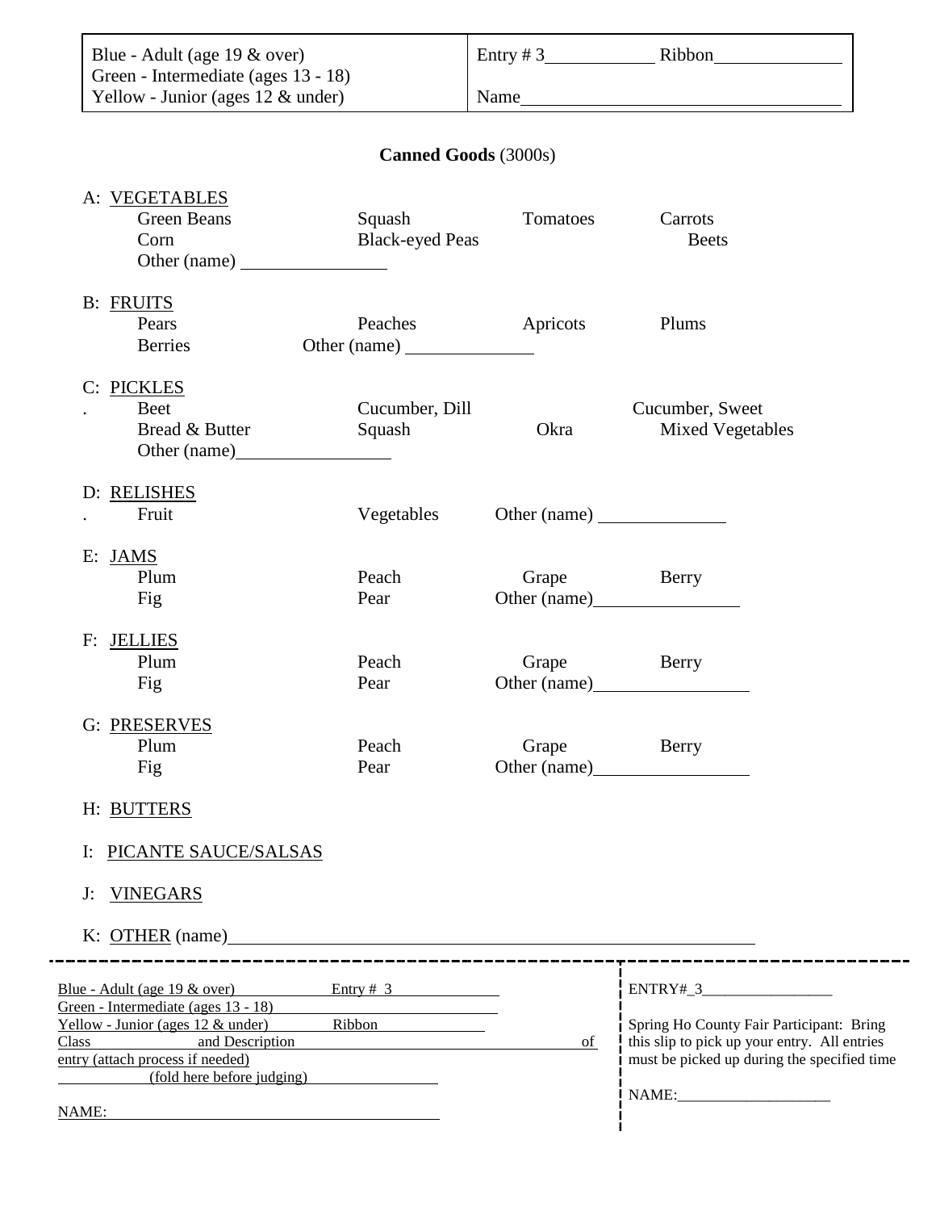| Blue - Adult (age 19 & over)<br>Green - Intermediate (ages 13 - 18)<br>Yellow - Junior (ages 12 & under) | Entry # 3\_\_\_\_\_\_\_\_\_\_ Ribbon\_\_\_\_\_\_\_\_\_\_<br><br>Name\_\_\_\_\_\_\_\_\_\_\_\_\_\_\_\_\_\_\_\_\_\_\_\_\_\_\_\_ |
|---|---|

## Canned Goods (3000s)

A: VEGETABLES

| | | | |
|---|---|---|---|
| Green Beans | Squash | Tomatoes | Carrots |
| Corn | Black-eyed Peas | | Beets |
| Other (name) \_\_\_\_\_\_\_\_\_\_\_\_ | | | |

B: FRUITS

| | | | |
|---|---|---|---|
| Pears | Peaches | Apricots | Plums |
| Berries | Other (name) \_\_\_\_\_\_\_\_\_\_ | | |

C: PICKLES

| | | | |
|---|---|---|---|
| Beet | Cucumber, Dill | | Cucumber, Sweet |
| Bread & Butter | Squash | Okra | Mixed Vegetables |
| Other (name)\_\_\_\_\_\_\_\_\_\_\_\_ | | | |

D: RELISHES

| | | |
|---|---|---|
| Fruit | Vegetables | Other (name) \_\_\_\_\_\_\_\_\_\_ |

E: JAMS

| | | | |
|---|---|---|---|
| Plum | Peach | Grape | Berry |
| Fig | Pear | Other (name)\_\_\_\_\_\_\_\_\_\_\_\_ | |

F: JELLIES

| | | | |
|---|---|---|---|
| Plum | Peach | Grape | Berry |
| Fig | Pear | Other (name)\_\_\_\_\_\_\_\_\_\_\_\_ | |

G: PRESERVES

| | | | |
|---|---|---|---|
| Plum | Peach | Grape | Berry |
| Fig | Pear | Other (name)\_\_\_\_\_\_\_\_\_\_\_\_ | |

H: BUTTERS

I: PICANTE SAUCE/SALSAS

J: VINEGARS

K: OTHER (name)\_\_\_\_\_\_\_\_\_\_\_\_\_\_\_\_\_\_\_\_\_\_\_\_\_\_\_\_\_\_\_\_\_\_\_\_\_\_\_\_\_\_\_\_

---

Blue - Adult (age 19 & over) Entry # 3
Green - Intermediate (ages 13 - 18)
Yellow - Junior (ages 12 & under) Ribbon
Class and Description of entry (attach process if needed)
(fold here before judging)

NAME:

ENTRY#\_3\_\_\_\_\_\_\_\_\_\_\_\_\_\_\_\_

Spring Ho County Fair Participant: Bring this slip to pick up your entry. All entries must be picked up during the specified time

NAME:\_\_\_\_\_\_\_\_\_\_\_\_\_\_\_\_\_\_\_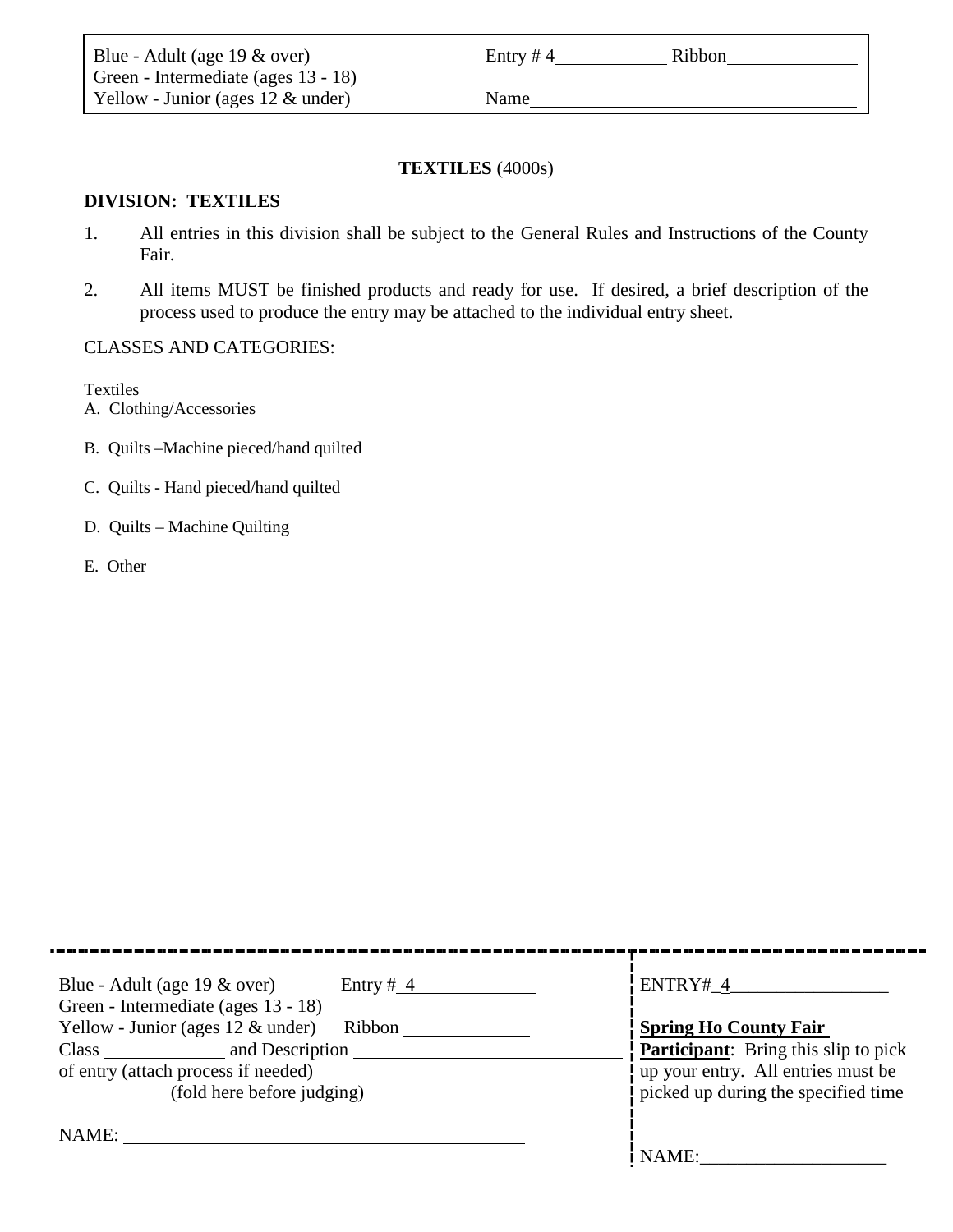| Blue - Adult (age 19 & over)<br>Green - Intermediate (ages 13 - 18)<br>Yellow - Junior (ages 12 & under) | Entry # 4\_\_\_\_\_\_\_\_\_\_ Ribbon\_\_\_\_\_\_\_\_\_\_\_\_<br><br>Name\_\_\_\_\_\_\_\_\_\_\_\_\_\_\_\_\_\_\_\_\_\_\_\_\_\_\_\_\_\_ |
|---|---|

**TEXTILES** (4000s)

**DIVISION: TEXTILES**

1. All entries in this division shall be subject to the General Rules and Instructions of the County Fair.

2. All items MUST be finished products and ready for use. If desired, a brief description of the process used to produce the entry may be attached to the individual entry sheet.

CLASSES AND CATEGORIES:

Textiles
A. Clothing/Accessories

B. Quilts –Machine pieced/hand quilted

C. Quilts - Hand pieced/hand quilted

D. Quilts – Machine Quilting

E. Other

---

Blue - Adult (age 19 & over) Entry # 4\_\_\_\_\_\_\_\_\_\_
Green - Intermediate (ages 13 - 18)
Yellow - Junior (ages 12 & under) Ribbon \_\_\_\_\_\_\_\_\_\_
Class \_\_\_\_\_\_\_\_\_\_ and Description \_\_\_\_\_\_\_\_\_\_\_\_\_\_\_\_\_\_\_\_\_\_\_\_
of entry (attach process if needed)
\_\_\_\_\_\_\_\_\_\_ (fold here before judging) \_\_\_\_\_\_\_\_\_\_\_\_\_\_

NAME: \_\_\_\_\_\_\_\_\_\_\_\_\_\_\_\_\_\_\_\_\_\_\_\_\_\_\_\_\_\_\_\_\_\_\_\_

ENTRY# 4\_\_\_\_\_\_\_\_\_\_\_\_\_\_\_

**Spring Ho County Fair Participant**: Bring this slip to pick up your entry. All entries must be picked up during the specified time

NAME:\_\_\_\_\_\_\_\_\_\_\_\_\_\_\_\_\_\_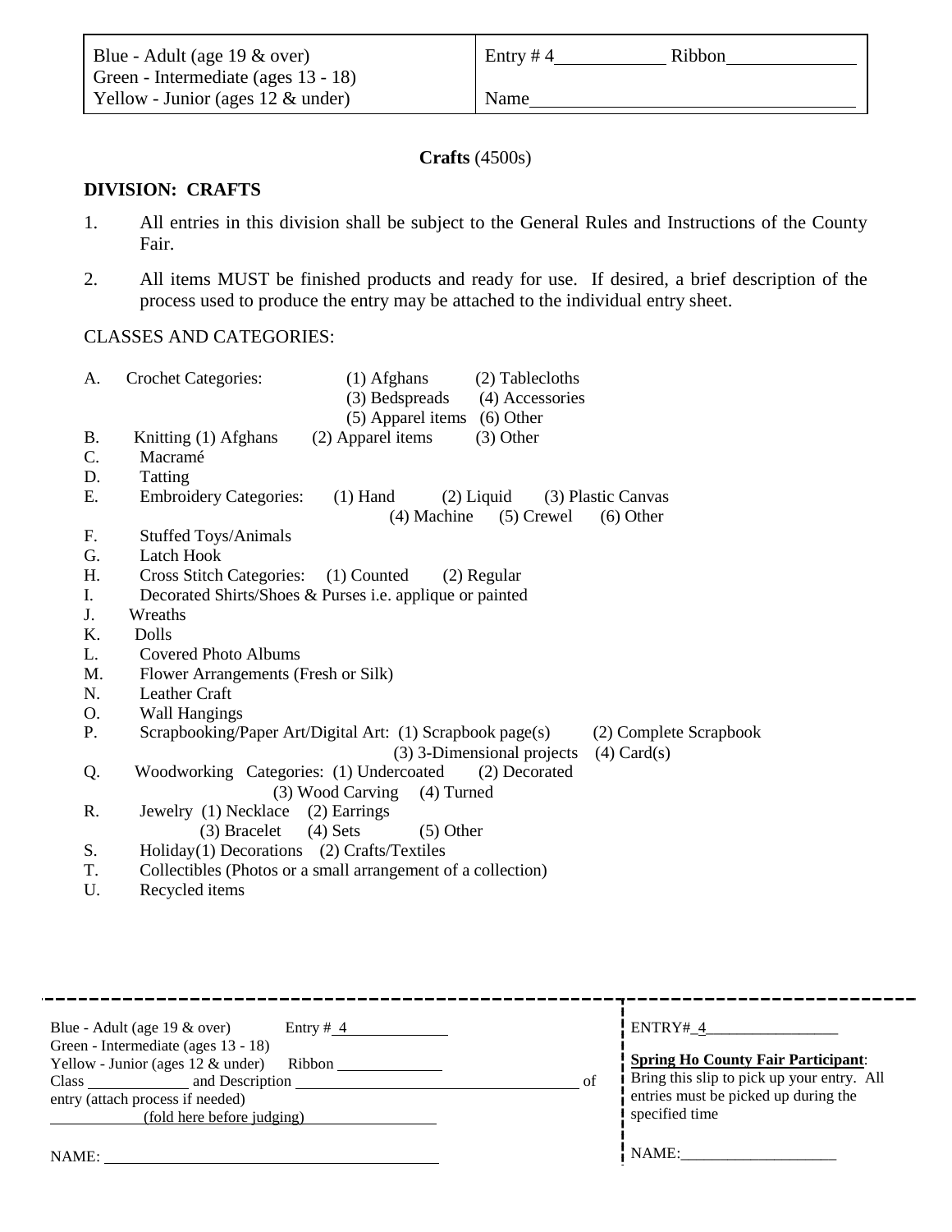| Blue - Adult (age 19 & over)<br>Green - Intermediate (ages 13 - 18)<br>Yellow - Junior (ages 12 & under) | Entry # 4____________ Ribbon______________<br><br>Name____________________________________ |
|---|---|

**Crafts** (4500s)

**DIVISION: CRAFTS**

1. All entries in this division shall be subject to the General Rules and Instructions of the County Fair.
2. All items MUST be finished products and ready for use. If desired, a brief description of the process used to produce the entry may be attached to the individual entry sheet.

CLASSES AND CATEGORIES:

A. Crochet Categories: (1) Afghans (2) Tablecloths (3) Bedspreads (4) Accessories (5) Apparel items (6) Other
B. Knitting (1) Afghans (2) Apparel items (3) Other
C. Macramé
D. Tatting
E. Embroidery Categories: (1) Hand (2) Liquid (3) Plastic Canvas (4) Machine (5) Crewel (6) Other
F. Stuffed Toys/Animals
G. Latch Hook
H. Cross Stitch Categories: (1) Counted (2) Regular
I. Decorated Shirts/Shoes & Purses i.e. applique or painted
J. Wreaths
K. Dolls
L. Covered Photo Albums
M. Flower Arrangements (Fresh or Silk)
N. Leather Craft
O. Wall Hangings
P. Scrapbooking/Paper Art/Digital Art: (1) Scrapbook page(s) (2) Complete Scrapbook (3) 3-Dimensional projects (4) Card(s)
Q. Woodworking Categories: (1) Undercoated (2) Decorated (3) Wood Carving (4) Turned
R. Jewelry (1) Necklace (2) Earrings (3) Bracelet (4) Sets (5) Other
S. Holiday(1) Decorations (2) Crafts/Textiles
T. Collectibles (Photos or a small arrangement of a collection)
U. Recycled items

---

Blue - Adult (age 19 & over) Entry # 4____________
Green - Intermediate (ages 13 - 18)
Yellow - Junior (ages 12 & under) Ribbon ____________
Class ____________ and Description ____________________________________ of entry (attach process if needed)
(fold here before judging)

NAME: ________________________________________

ENTRY# 4________________

**Spring Ho County Fair Participant**: Bring this slip to pick up your entry. All entries must be picked up during the specified time

NAME:____________________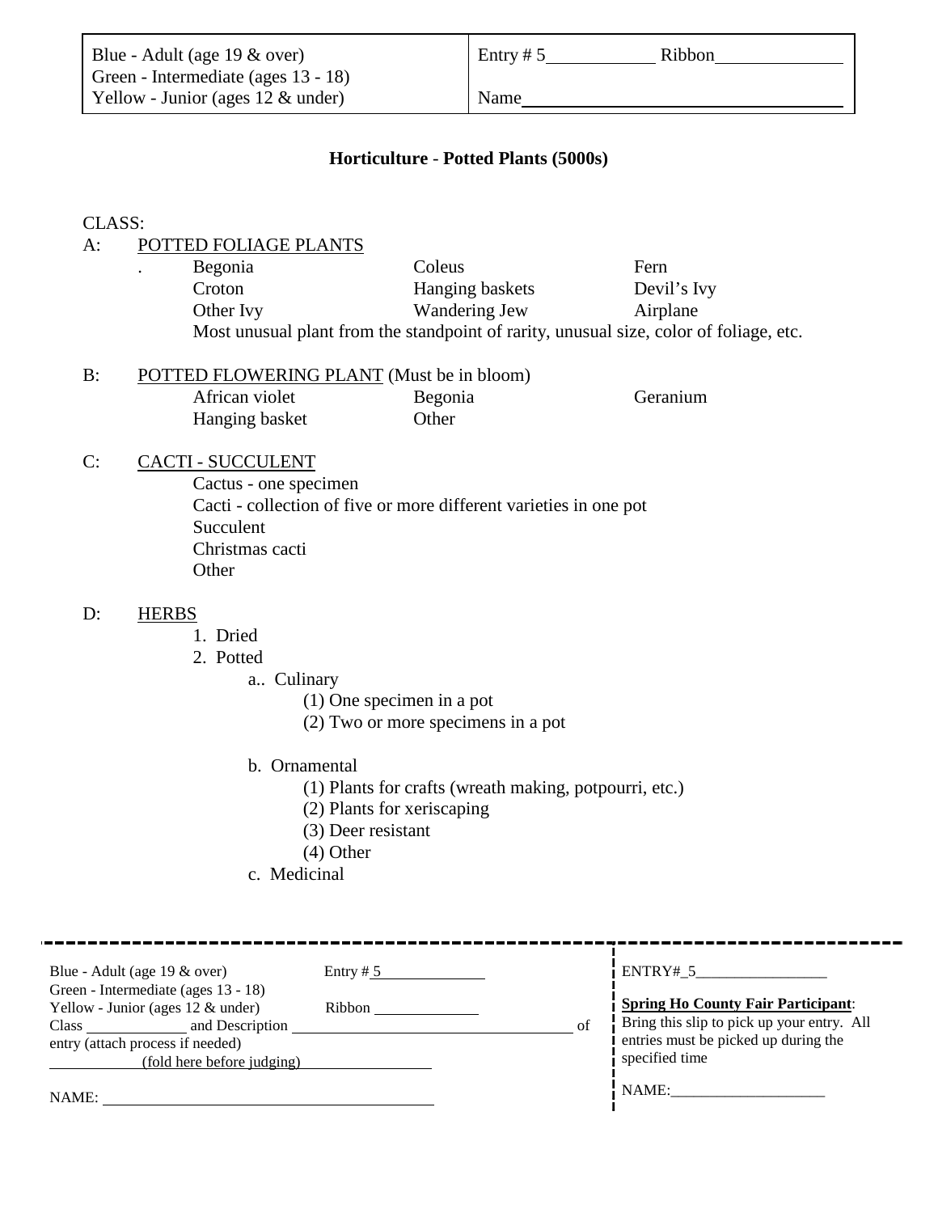| Blue - Adult (age 19 & over)<br>Green - Intermediate (ages 13 - 18)<br>Yellow - Junior (ages 12 & under) | Entry # 5\_\_\_\_\_\_\_\_\_\_ Ribbon\_\_\_\_\_\_\_\_\_\_\_\_<br><br>Name\_\_\_\_\_\_\_\_\_\_\_\_\_\_\_\_\_\_\_\_\_\_\_\_\_\_\_\_\_\_ |
|---|---|

## Horticulture - Potted Plants (5000s)

CLASS:

**A:** POTTED FOLIAGE PLANTS

| | | |
|---|---|---|
| Begonia | Coleus | Fern |
| Croton | Hanging baskets | Devil's Ivy |
| Other Ivy | Wandering Jew | Airplane |

Most unusual plant from the standpoint of rarity, unusual size, color of foliage, etc.

**B:** POTTED FLOWERING PLANT (Must be in bloom)

| | | |
|---|---|---|
| African violet | Begonia | Geranium |
| Hanging basket | Other | |

**C:** CACTI - SUCCULENT

- Cactus - one specimen
- Cacti - collection of five or more different varieties in one pot
- Succulent
- Christmas cacti
- Other

**D:** HERBS

1. Dried
2. Potted
   - a.. Culinary
     - (1) One specimen in a pot
     - (2) Two or more specimens in a pot
   - b. Ornamental
     - (1) Plants for crafts (wreath making, potpourri, etc.)
     - (2) Plants for xeriscaping
     - (3) Deer resistant
     - (4) Other
   - c. Medicinal

---

Blue - Adult (age 19 & over) Entry # 5\_\_\_\_\_\_\_\_\_\_
Green - Intermediate (ages 13 - 18)
Yellow - Junior (ages 12 & under) Ribbon \_\_\_\_\_\_\_\_\_\_
Class \_\_\_\_\_\_\_\_\_\_ and Description \_\_\_\_\_\_\_\_\_\_\_\_\_\_\_\_\_\_\_\_\_\_\_\_\_\_\_\_ of entry (attach process if needed)
\_\_\_\_\_\_\_\_\_\_(fold here before judging)\_\_\_\_\_\_\_\_\_\_\_\_\_\_

NAME: \_\_\_\_\_\_\_\_\_\_\_\_\_\_\_\_\_\_\_\_\_\_\_\_\_\_\_\_\_\_\_\_\_\_\_\_

ENTRY#\_5\_\_\_\_\_\_\_\_\_\_\_\_\_\_\_\_\_

**Spring Ho County Fair Participant**: Bring this slip to pick up your entry. All entries must be picked up during the specified time

NAME:\_\_\_\_\_\_\_\_\_\_\_\_\_\_\_\_\_\_\_\_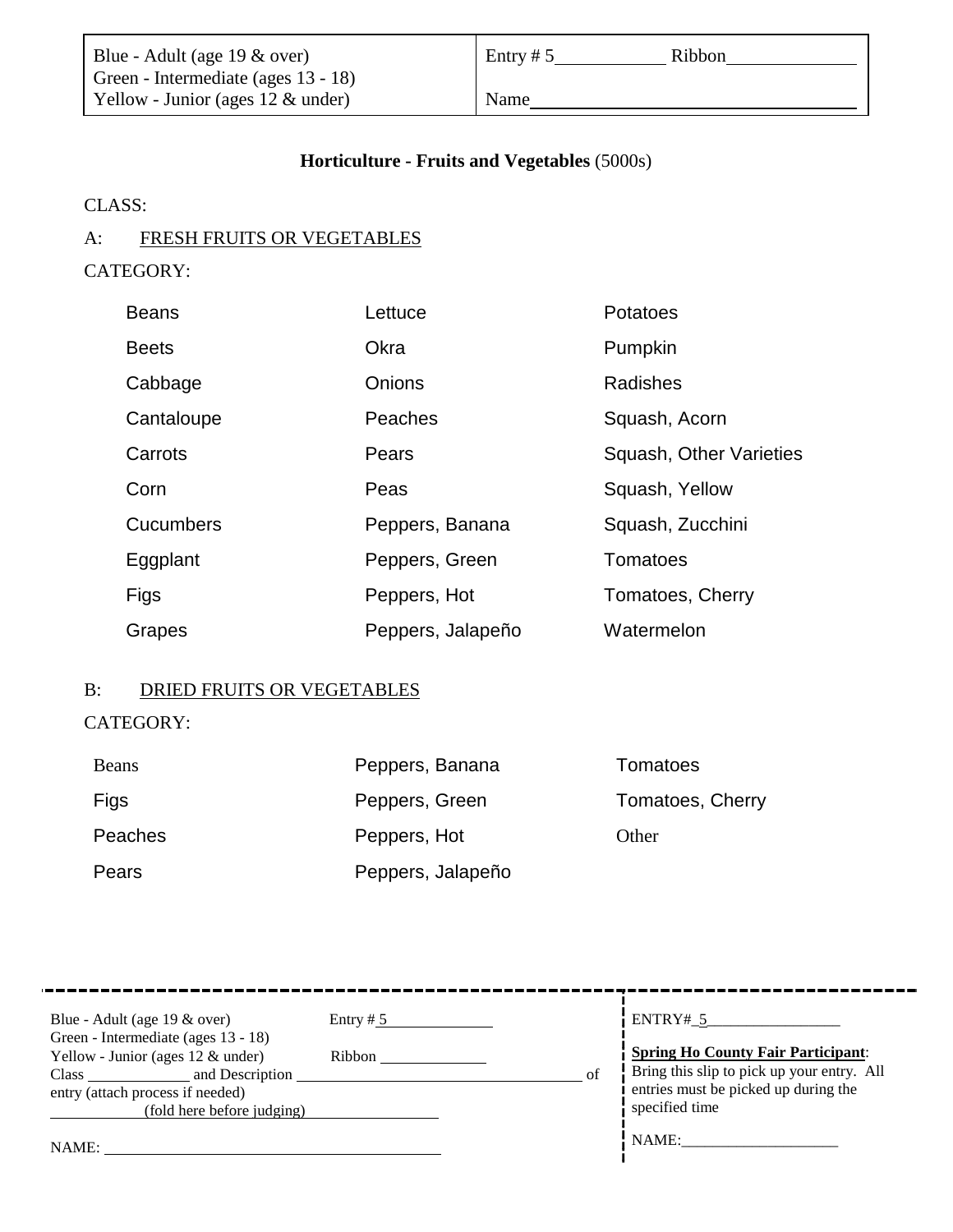| Blue - Adult (age 19 & over)<br>Green - Intermediate (ages 13 - 18)<br>Yellow - Junior (ages 12 & under) | Entry # 5\_\_\_\_\_\_\_\_\_\_ Ribbon\_\_\_\_\_\_\_\_\_\_<br><br>Name\_\_\_\_\_\_\_\_\_\_\_\_\_\_\_\_\_\_\_\_\_\_\_\_\_\_\_\_\_\_ |
|---|---|

## **Horticulture - Fruits and Vegetables** (5000s)

CLASS:

A: FRESH FRUITS OR VEGETABLES

CATEGORY:

| | | |
|---|---|---|
| Beans | Lettuce | Potatoes |
| Beets | Okra | Pumpkin |
| Cabbage | Onions | Radishes |
| Cantaloupe | Peaches | Squash, Acorn |
| Carrots | Pears | Squash, Other Varieties |
| Corn | Peas | Squash, Yellow |
| Cucumbers | Peppers, Banana | Squash, Zucchini |
| Eggplant | Peppers, Green | Tomatoes |
| Figs | Peppers, Hot | Tomatoes, Cherry |
| Grapes | Peppers, Jalapeño | Watermelon |

B: DRIED FRUITS OR VEGETABLES

CATEGORY:

| | | |
|---|---|---|
| Beans | Peppers, Banana | Tomatoes |
| Figs | Peppers, Green | Tomatoes, Cherry |
| Peaches | Peppers, Hot | Other |
| Pears | Peppers, Jalapeño | |

---

Blue - Adult (age 19 & over) Entry # 5\_\_\_\_\_\_\_\_\_\_
Green - Intermediate (ages 13 - 18)
Yellow - Junior (ages 12 & under) Ribbon \_\_\_\_\_\_\_\_\_\_
Class \_\_\_\_\_\_\_\_\_\_ and Description \_\_\_\_\_\_\_\_\_\_\_\_\_\_\_\_\_\_\_\_\_\_\_\_\_\_\_\_ of entry (attach process if needed)
\_\_\_\_\_\_\_\_\_\_ (fold here before judging) \_\_\_\_\_\_\_\_\_\_

NAME: \_\_\_\_\_\_\_\_\_\_\_\_\_\_\_\_\_\_\_\_\_\_\_\_\_\_\_\_\_\_

ENTRY#\_5\_\_\_\_\_\_\_\_\_\_\_\_\_\_\_\_

**Spring Ho County Fair Participant**: Bring this slip to pick up your entry. All entries must be picked up during the specified time

NAME:\_\_\_\_\_\_\_\_\_\_\_\_\_\_\_\_\_\_\_\_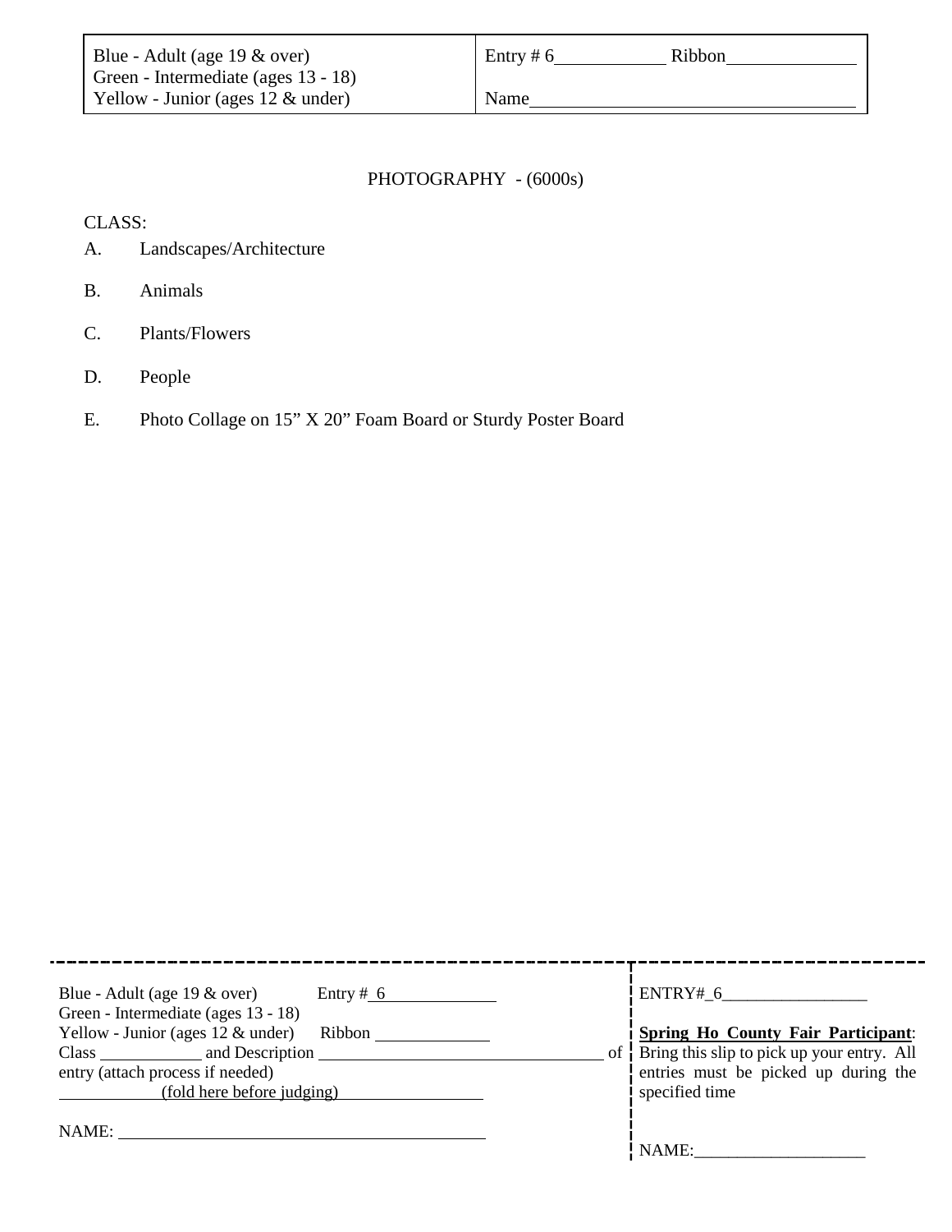| Blue - Adult (age 19 & over)<br>Green - Intermediate (ages 13 - 18)<br>Yellow - Junior (ages 12 & under) | Entry # 6\_\_\_\_\_\_\_\_\_\_ Ribbon\_\_\_\_\_\_\_\_\_\_\_\_<br><br>Name\_\_\_\_\_\_\_\_\_\_\_\_\_\_\_\_\_\_\_\_\_\_\_\_\_\_\_\_\_\_ |
|---|---|

PHOTOGRAPHY - (6000s)

CLASS:

A. Landscapes/Architecture

B. Animals

C. Plants/Flowers

D. People

E. Photo Collage on 15" X 20" Foam Board or Sturdy Poster Board

---

Blue - Adult (age 19 & over) Entry # 6\_\_\_\_\_\_\_\_\_\_\_\_
Green - Intermediate (ages 13 - 18)
Yellow - Junior (ages 12 & under) Ribbon \_\_\_\_\_\_\_\_\_\_\_\_
Class \_\_\_\_\_\_\_\_\_\_\_ and Description \_\_\_\_\_\_\_\_\_\_\_\_\_\_\_\_\_\_\_\_\_\_\_\_\_\_\_\_\_\_ of entry (attach process if needed)
(fold here before judging)

NAME: \_\_\_\_\_\_\_\_\_\_\_\_\_\_\_\_\_\_\_\_\_\_\_\_\_\_\_\_\_\_\_\_\_\_\_\_\_\_\_\_

ENTRY#\_6\_\_\_\_\_\_\_\_\_\_\_\_\_\_\_\_\_

**Spring Ho County Fair Participant**: Bring this slip to pick up your entry. All entries must be picked up during the specified time

NAME:\_\_\_\_\_\_\_\_\_\_\_\_\_\_\_\_\_\_\_\_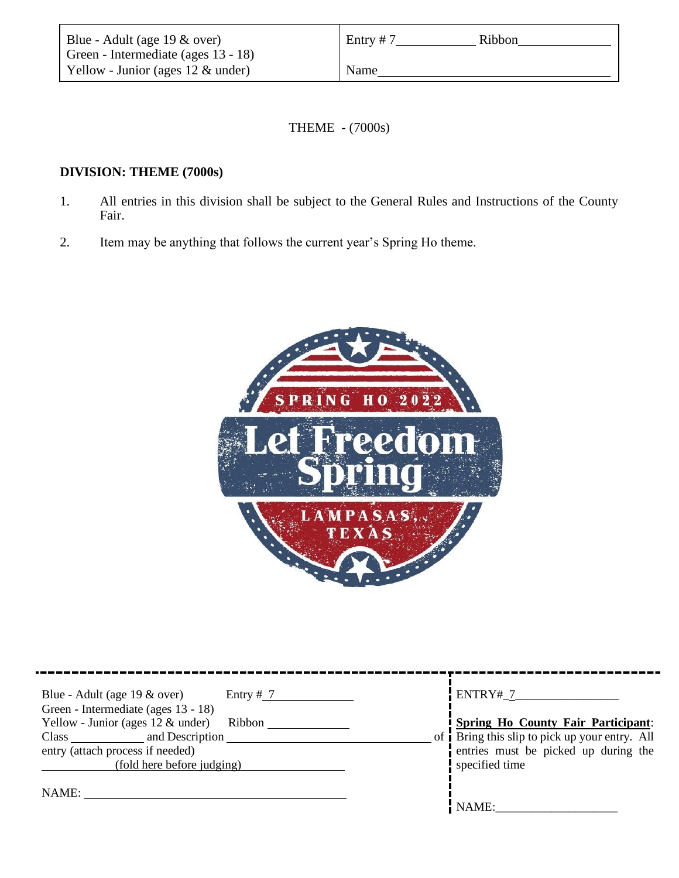| Blue - Adult (age 19 & over)<br>Green - Intermediate (ages 13 - 18)<br>Yellow - Junior (ages 12 & under) | Entry # 7\_\_\_\_\_\_\_\_\_\_ Ribbon\_\_\_\_\_\_\_\_\_\_<br>Name\_\_\_\_\_\_\_\_\_\_\_\_\_\_\_\_\_\_\_\_\_\_\_\_\_\_\_\_ |
|---|---|

THEME - (7000s)

**DIVISION: THEME (7000s)**

1. All entries in this division shall be subject to the General Rules and Instructions of the County Fair.
2. Item may be anything that follows the current year's Spring Ho theme.

SPRING HO 2022

Let Freedom Spring

LAMPASAS, TEXAS

---

Blue - Adult (age 19 & over) Entry # 7\_\_\_\_\_\_\_\_\_\_
Green - Intermediate (ages 13 - 18)
Yellow - Junior (ages 12 & under) Ribbon \_\_\_\_\_\_\_\_\_\_
Class \_\_\_\_\_\_\_\_\_\_ and Description \_\_\_\_\_\_\_\_\_\_\_\_\_\_\_\_\_\_\_\_\_\_\_\_\_\_ of entry (attach process if needed)
\_\_\_\_\_\_\_\_\_\_ (fold here before judging) \_\_\_\_\_\_\_\_\_\_

NAME: \_\_\_\_\_\_\_\_\_\_\_\_\_\_\_\_\_\_\_\_\_\_\_\_\_\_\_\_\_\_\_\_\_\_\_\_

ENTRY# 7\_\_\_\_\_\_\_\_\_\_\_\_\_\_\_\_

**Spring Ho County Fair Participant**: Bring this slip to pick up your entry. All entries must be picked up during the specified time

NAME:\_\_\_\_\_\_\_\_\_\_\_\_\_\_\_\_\_\_\_\_